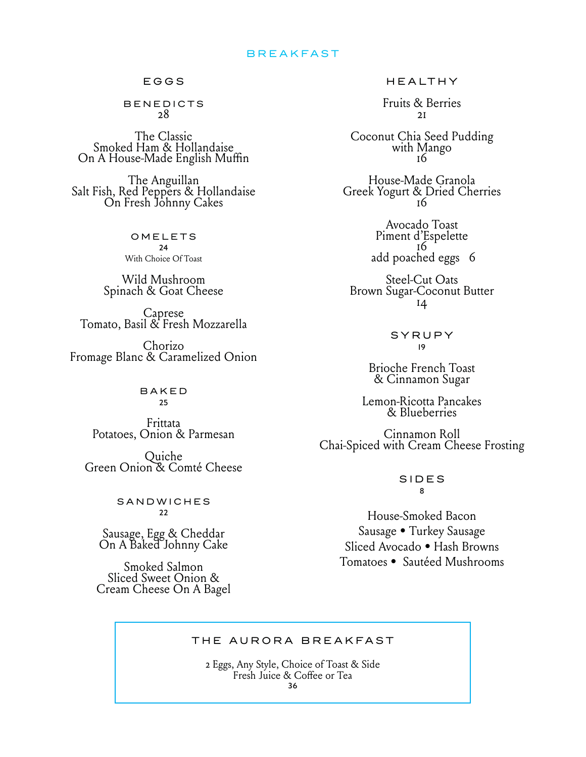# BREAKFAST

## EGGS

### BENEDICTS
28

The Classic
Smoked Ham & Hollandaise
On A House-Made English Muffin

The Anguillan
Salt Fish, Red Peppers & Hollandaise
On Fresh Johnny Cakes

### OMELETS
24
With Choice Of Toast

Wild Mushroom
Spinach & Goat Cheese

Caprese
Tomato, Basil & Fresh Mozzarella

Chorizo
Fromage Blanc & Caramelized Onion

### BAKED
25

Frittata
Potatoes, Onion & Parmesan

Quiche
Green Onion & Comté Cheese

### SANDWICHES
22

Sausage, Egg & Cheddar
On A Baked Johnny Cake

Smoked Salmon
Sliced Sweet Onion &
Cream Cheese On A Bagel

## HEALTHY

Fruits & Berries
21

Coconut Chia Seed Pudding
with Mango
16

House-Made Granola
Greek Yogurt & Dried Cherries
16

Avocado Toast
Piment d'Espelette
16
add poached eggs 6

Steel-Cut Oats
Brown Sugar-Coconut Butter
14

## SYRUPY
19

Brioche French Toast
& Cinnamon Sugar

Lemon-Ricotta Pancakes
& Blueberries

Cinnamon Roll
Chai-Spiced with Cream Cheese Frosting

## SIDES
8

House-Smoked Bacon
Sausage • Turkey Sausage
Sliced Avocado • Hash Browns
Tomatoes • Sautéed Mushrooms

## THE AURORA BREAKFAST

2 Eggs, Any Style, Choice of Toast & Side
Fresh Juice & Coffee or Tea
36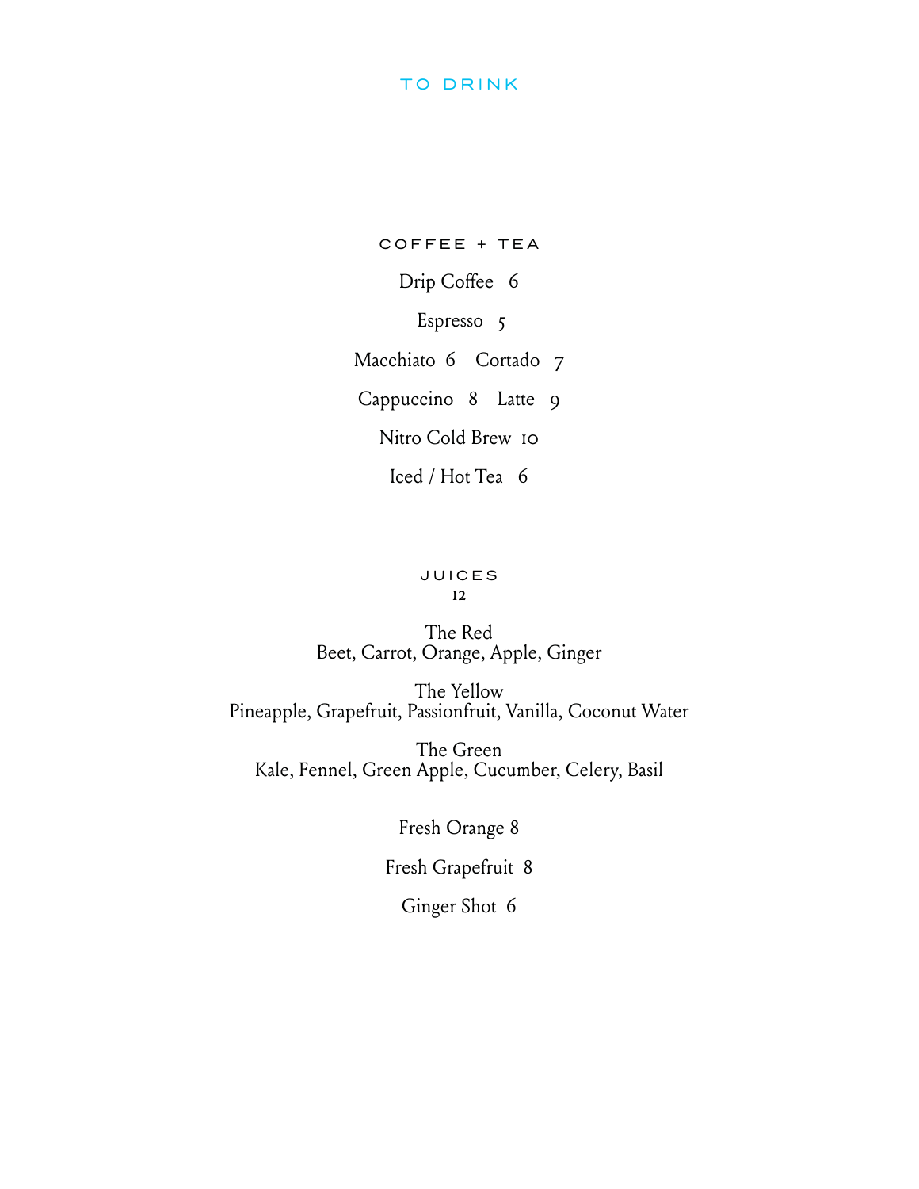# TO DRINK

## COFFEE + TEA

Drip Coffee 6

Espresso 5

Macchiato 6 Cortado 7

Cappuccino 8 Latte 9

Nitro Cold Brew 10

Iced / Hot Tea 6

## JUICES

12

The Red
Beet, Carrot, Orange, Apple, Ginger

The Yellow
Pineapple, Grapefruit, Passionfruit, Vanilla, Coconut Water

The Green
Kale, Fennel, Green Apple, Cucumber, Celery, Basil

Fresh Orange 8

Fresh Grapefruit 8

Ginger Shot 6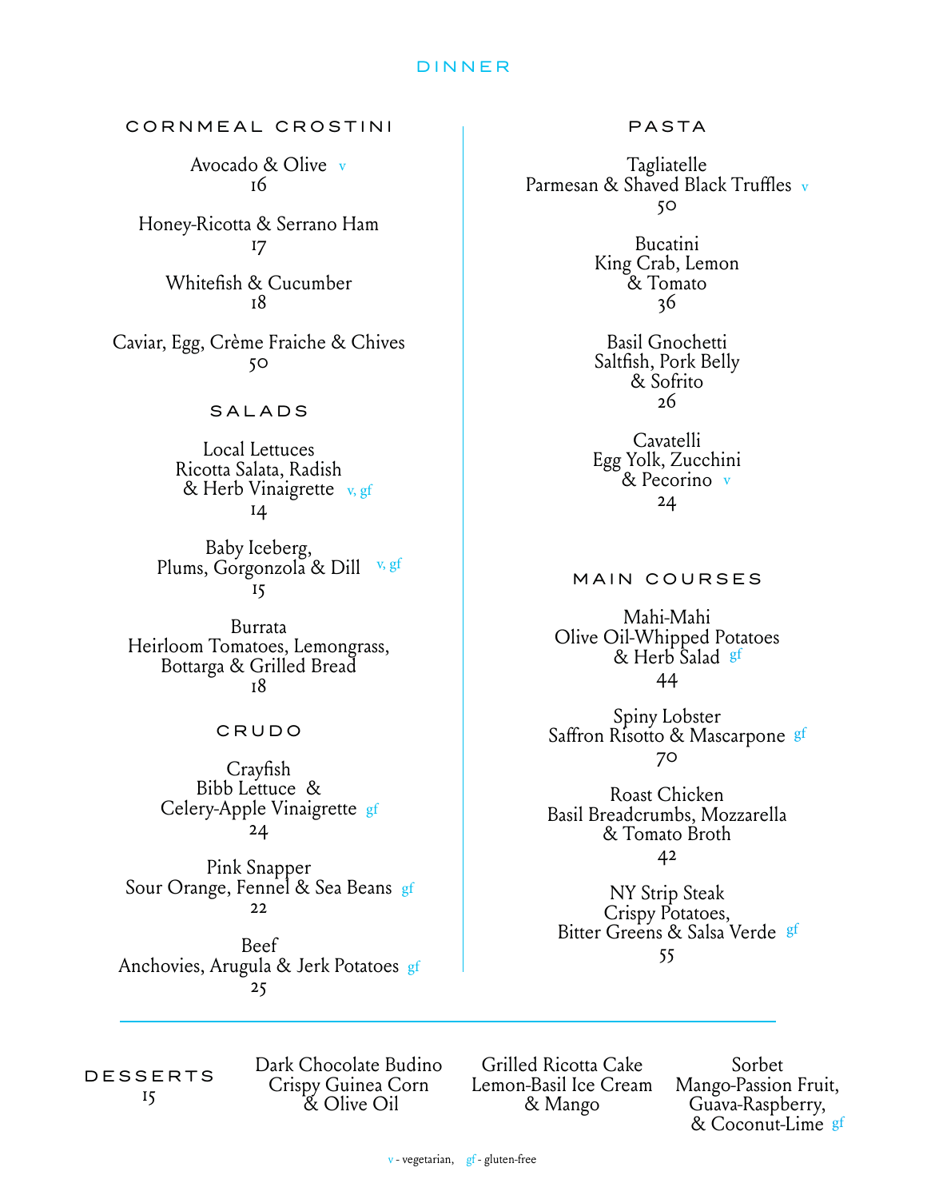# DINNER

## CORNMEAL CROSTINI

Avocado & Olive v
16

Honey-Ricotta & Serrano Ham
17

Whitefish & Cucumber
18

Caviar, Egg, Crème Fraiche & Chives
50

## SALADS

Local Lettuces
Ricotta Salata, Radish
& Herb Vinaigrette v, gf
14

Baby Iceberg,
Plums, Gorgonzola & Dill v, gf
15

Burrata
Heirloom Tomatoes, Lemongrass,
Bottarga & Grilled Bread
18

## CRUDO

Crayfish
Bibb Lettuce &
Celery-Apple Vinaigrette gf
24

Pink Snapper
Sour Orange, Fennel & Sea Beans gf
22

Beef
Anchovies, Arugula & Jerk Potatoes gf
25

## PASTA

Tagliatelle
Parmesan & Shaved Black Truffles v
50

Bucatini
King Crab, Lemon
& Tomato
36

Basil Gnochetti
Saltfish, Pork Belly
& Sofrito
26

Cavatelli
Egg Yolk, Zucchini
& Pecorino v
24

## MAIN COURSES

Mahi-Mahi
Olive Oil-Whipped Potatoes
& Herb Salad gf
44

Spiny Lobster
Saffron Risotto & Mascarpone gf
70

Roast Chicken
Basil Breadcrumbs, Mozzarella
& Tomato Broth
42

NY Strip Steak
Crispy Potatoes,
Bitter Greens & Salsa Verde gf
55

## DESSERTS
15

Dark Chocolate Budino
Crispy Guinea Corn
& Olive Oil

Grilled Ricotta Cake
Lemon-Basil Ice Cream
& Mango

Sorbet
Mango-Passion Fruit,
Guava-Raspberry,
& Coconut-Lime gf

v - vegetarian, gf - gluten-free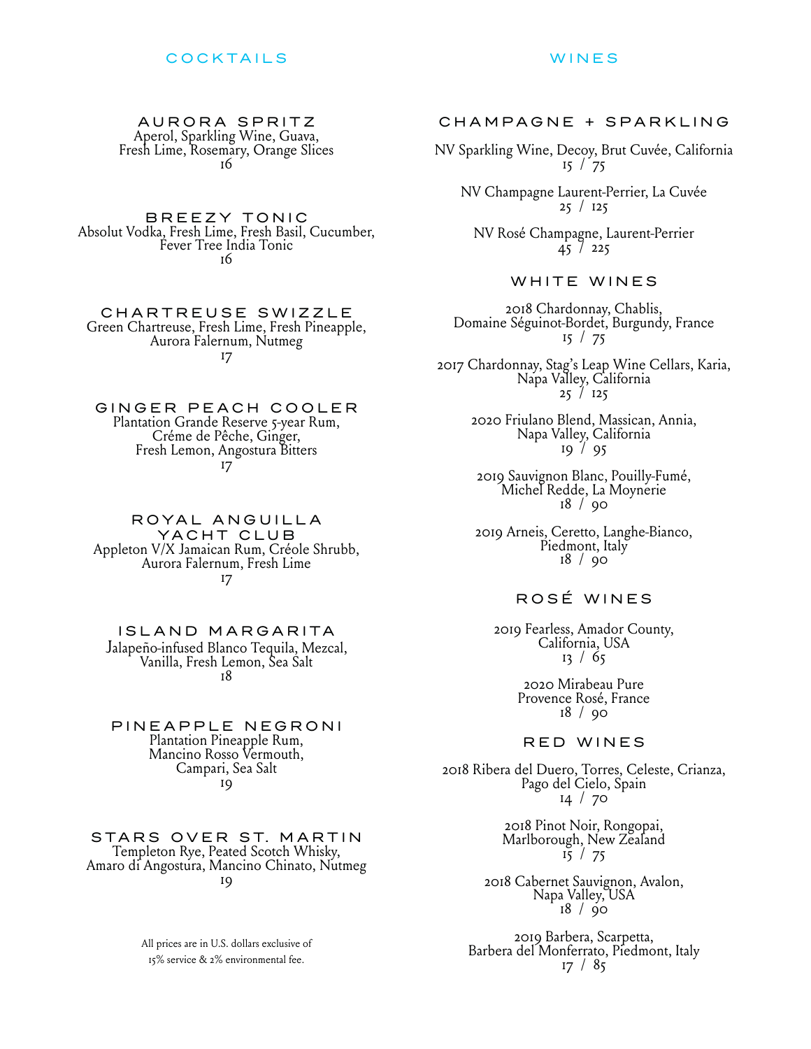## COCKTAILS

### AURORA SPRITZ
Aperol, Sparkling Wine, Guava,
Fresh Lime, Rosemary, Orange Slices
16

### BREEZY TONIC
Absolut Vodka, Fresh Lime, Fresh Basil, Cucumber,
Fever Tree India Tonic
16

### CHARTREUSE SWIZZLE
Green Chartreuse, Fresh Lime, Fresh Pineapple,
Aurora Falernum, Nutmeg
17

### GINGER PEACH COOLER
Plantation Grande Reserve 5-year Rum,
Créme de Pêche, Ginger,
Fresh Lemon, Angostura Bitters
17

### ROYAL ANGUILLA YACHT CLUB
Appleton V/X Jamaican Rum, Créole Shrubb,
Aurora Falernum, Fresh Lime
17

### ISLAND MARGARITA
Jalapeño-infused Blanco Tequila, Mezcal,
Vanilla, Fresh Lemon, Sea Salt
18

### PINEAPPLE NEGRONI
Plantation Pineapple Rum,
Mancino Rosso Vermouth,
Campari, Sea Salt
19

### STARS OVER ST. MARTIN
Templeton Rye, Peated Scotch Whisky,
Amaro di Angostura, Mancino Chinato, Nutmeg
19

All prices are in U.S. dollars exclusive of
15% service & 2% environmental fee.

## WINES

### CHAMPAGNE + SPARKLING

NV Sparkling Wine, Decoy, Brut Cuvée, California
15 / 75

NV Champagne Laurent-Perrier, La Cuvée
25 / 125

NV Rosé Champagne, Laurent-Perrier
45 / 225

### WHITE WINES

2018 Chardonnay, Chablis,
Domaine Séguinot-Bordet, Burgundy, France
15 / 75

2017 Chardonnay, Stag's Leap Wine Cellars, Karia,
Napa Valley, California
25 / 125

2020 Friulano Blend, Massican, Annia,
Napa Valley, California
19 / 95

2019 Sauvignon Blanc, Pouilly-Fumé,
Michel Redde, La Moynerie
18 / 90

2019 Arneis, Ceretto, Langhe-Bianco,
Piedmont, Italy
18 / 90

### ROSÉ WINES

2019 Fearless, Amador County,
California, USA
13 / 65

2020 Mirabeau Pure
Provence Rosé, France
18 / 90

### RED WINES

2018 Ribera del Duero, Torres, Celeste, Crianza,
Pago del Cielo, Spain
14 / 70

2018 Pinot Noir, Rongopai,
Marlborough, New Zealand
15 / 75

2018 Cabernet Sauvignon, Avalon,
Napa Valley, USA
18 / 90

2019 Barbera, Scarpetta,
Barbera del Monferrato, Piedmont, Italy
17 / 85